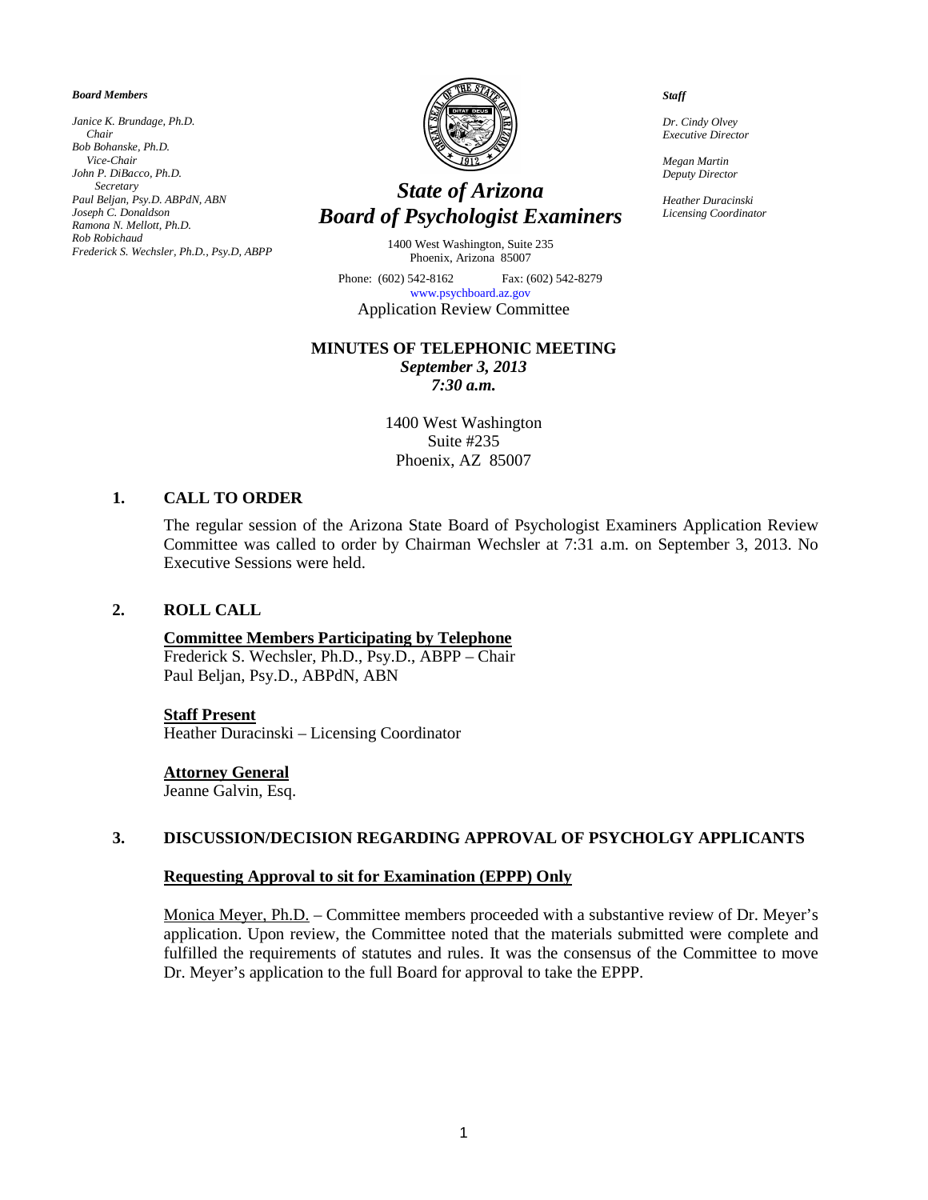***Board Members***

*Janice K. Brundage, Ph.D.*
*Chair*
*Bob Bohanske, Ph.D.*
*Vice-Chair*
*John P. DiBacco, Ph.D.*
*Secretary*
*Paul Beljan, Psy.D. ABPdN, ABN*
*Joseph C. Donaldson*
*Ramona N. Mellott, Ph.D.*
*Rob Robichaud*
*Frederick S. Wechsler, Ph.D., Psy.D, ABPP*

# *State of Arizona*
# *Board of Psychologist Examiners*

1400 West Washington, Suite 235
Phoenix, Arizona 85007

Phone: (602) 542-8162 Fax: (602) 542-8279
www.psychboard.az.gov

***Staff***

*Dr. Cindy Olvey*
*Executive Director*

*Megan Martin*
*Deputy Director*

*Heather Duracinski*
*Licensing Coordinator*

Application Review Committee

**MINUTES OF TELEPHONIC MEETING**
***September 3, 2013***
***7:30 a.m.***

1400 West Washington
Suite #235
Phoenix, AZ 85007

## 1. CALL TO ORDER

The regular session of the Arizona State Board of Psychologist Examiners Application Review Committee was called to order by Chairman Wechsler at 7:31 a.m. on September 3, 2013. No Executive Sessions were held.

## 2. ROLL CALL

**Committee Members Participating by Telephone**
Frederick S. Wechsler, Ph.D., Psy.D., ABPP – Chair
Paul Beljan, Psy.D., ABPdN, ABN

**Staff Present**
Heather Duracinski – Licensing Coordinator

**Attorney General**
Jeanne Galvin, Esq.

## 3. DISCUSSION/DECISION REGARDING APPROVAL OF PSYCHOLGY APPLICANTS

**Requesting Approval to sit for Examination (EPPP) Only**

Monica Meyer, Ph.D. – Committee members proceeded with a substantive review of Dr. Meyer's application. Upon review, the Committee noted that the materials submitted were complete and fulfilled the requirements of statutes and rules. It was the consensus of the Committee to move Dr. Meyer's application to the full Board for approval to take the EPPP.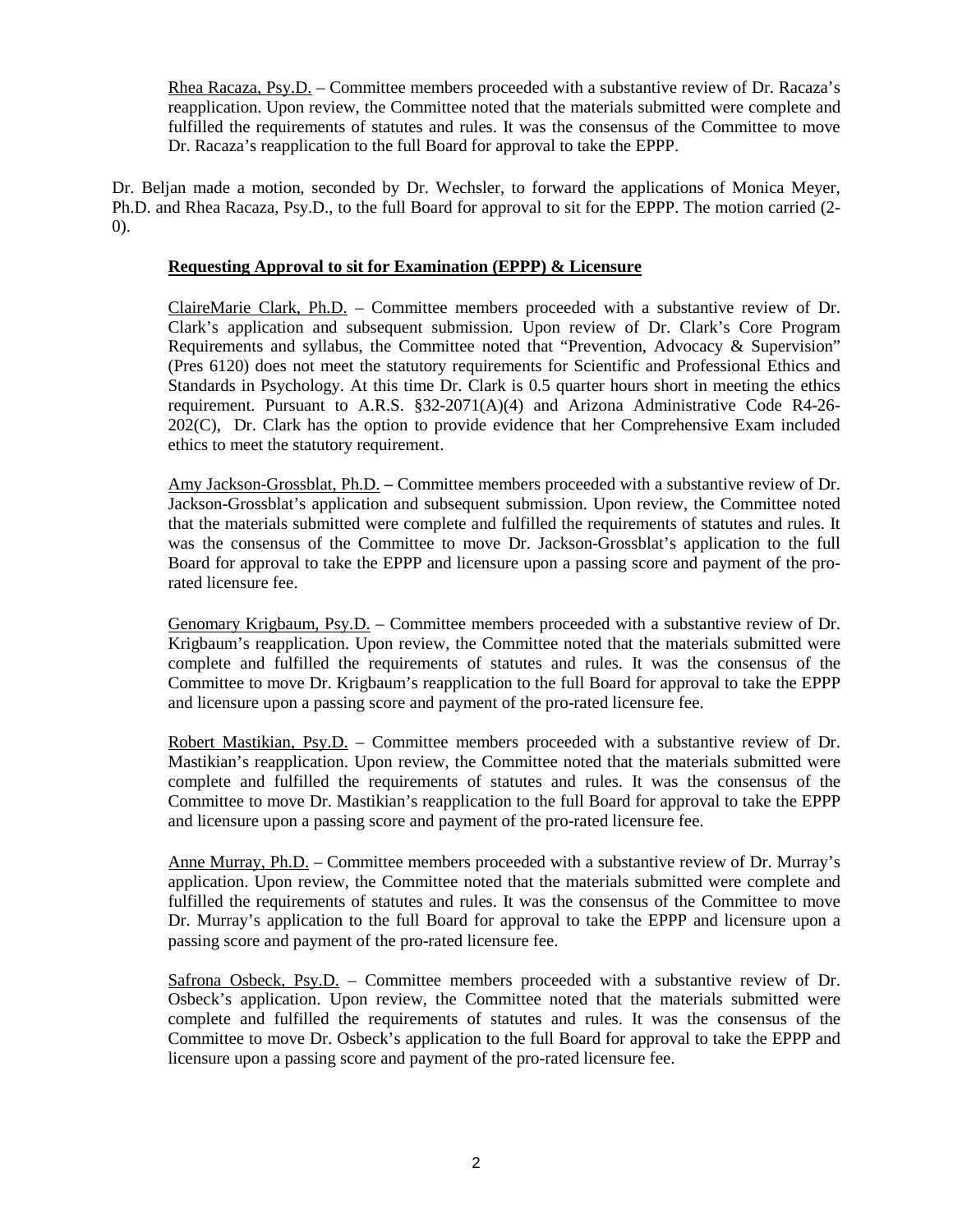Rhea Racaza, Psy.D. – Committee members proceeded with a substantive review of Dr. Racaza's reapplication. Upon review, the Committee noted that the materials submitted were complete and fulfilled the requirements of statutes and rules. It was the consensus of the Committee to move Dr. Racaza's reapplication to the full Board for approval to take the EPPP.

Dr. Beljan made a motion, seconded by Dr. Wechsler, to forward the applications of Monica Meyer, Ph.D. and Rhea Racaza, Psy.D., to the full Board for approval to sit for the EPPP. The motion carried (2-0).

**Requesting Approval to sit for Examination (EPPP) & Licensure**

ClaireMarie Clark, Ph.D. – Committee members proceeded with a substantive review of Dr. Clark's application and subsequent submission. Upon review of Dr. Clark's Core Program Requirements and syllabus, the Committee noted that "Prevention, Advocacy & Supervision" (Pres 6120) does not meet the statutory requirements for Scientific and Professional Ethics and Standards in Psychology. At this time Dr. Clark is 0.5 quarter hours short in meeting the ethics requirement. Pursuant to A.R.S. §32-2071(A)(4) and Arizona Administrative Code R4-26-202(C), Dr. Clark has the option to provide evidence that her Comprehensive Exam included ethics to meet the statutory requirement.

Amy Jackson-Grossblat, Ph.D. – Committee members proceeded with a substantive review of Dr. Jackson-Grossblat's application and subsequent submission. Upon review, the Committee noted that the materials submitted were complete and fulfilled the requirements of statutes and rules. It was the consensus of the Committee to move Dr. Jackson-Grossblat's application to the full Board for approval to take the EPPP and licensure upon a passing score and payment of the pro-rated licensure fee.

Genomary Krigbaum, Psy.D. – Committee members proceeded with a substantive review of Dr. Krigbaum's reapplication. Upon review, the Committee noted that the materials submitted were complete and fulfilled the requirements of statutes and rules. It was the consensus of the Committee to move Dr. Krigbaum's reapplication to the full Board for approval to take the EPPP and licensure upon a passing score and payment of the pro-rated licensure fee.

Robert Mastikian, Psy.D. – Committee members proceeded with a substantive review of Dr. Mastikian's reapplication. Upon review, the Committee noted that the materials submitted were complete and fulfilled the requirements of statutes and rules. It was the consensus of the Committee to move Dr. Mastikian's reapplication to the full Board for approval to take the EPPP and licensure upon a passing score and payment of the pro-rated licensure fee.

Anne Murray, Ph.D. – Committee members proceeded with a substantive review of Dr. Murray's application. Upon review, the Committee noted that the materials submitted were complete and fulfilled the requirements of statutes and rules. It was the consensus of the Committee to move Dr. Murray's application to the full Board for approval to take the EPPP and licensure upon a passing score and payment of the pro-rated licensure fee.

Safrona Osbeck, Psy.D. – Committee members proceeded with a substantive review of Dr. Osbeck's application. Upon review, the Committee noted that the materials submitted were complete and fulfilled the requirements of statutes and rules. It was the consensus of the Committee to move Dr. Osbeck's application to the full Board for approval to take the EPPP and licensure upon a passing score and payment of the pro-rated licensure fee.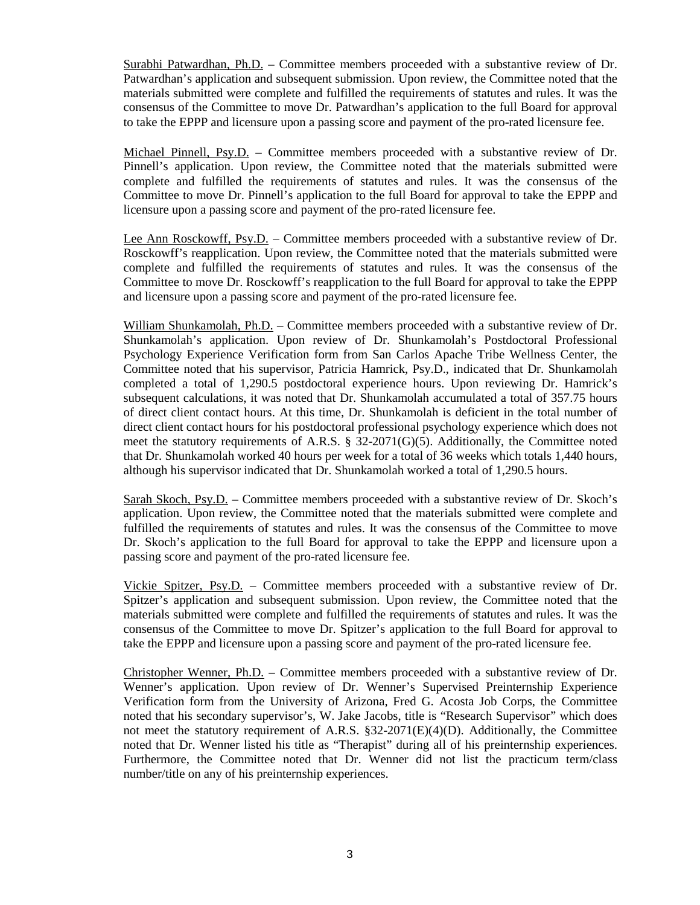Surabhi Patwardhan, Ph.D. – Committee members proceeded with a substantive review of Dr. Patwardhan's application and subsequent submission. Upon review, the Committee noted that the materials submitted were complete and fulfilled the requirements of statutes and rules. It was the consensus of the Committee to move Dr. Patwardhan's application to the full Board for approval to take the EPPP and licensure upon a passing score and payment of the pro-rated licensure fee.

Michael Pinnell, Psy.D. – Committee members proceeded with a substantive review of Dr. Pinnell's application. Upon review, the Committee noted that the materials submitted were complete and fulfilled the requirements of statutes and rules. It was the consensus of the Committee to move Dr. Pinnell's application to the full Board for approval to take the EPPP and licensure upon a passing score and payment of the pro-rated licensure fee.

Lee Ann Rosckowff, Psy.D. – Committee members proceeded with a substantive review of Dr. Rosckowff's reapplication. Upon review, the Committee noted that the materials submitted were complete and fulfilled the requirements of statutes and rules. It was the consensus of the Committee to move Dr. Rosckowff's reapplication to the full Board for approval to take the EPPP and licensure upon a passing score and payment of the pro-rated licensure fee.

William Shunkamolah, Ph.D. – Committee members proceeded with a substantive review of Dr. Shunkamolah's application. Upon review of Dr. Shunkamolah's Postdoctoral Professional Psychology Experience Verification form from San Carlos Apache Tribe Wellness Center, the Committee noted that his supervisor, Patricia Hamrick, Psy.D., indicated that Dr. Shunkamolah completed a total of 1,290.5 postdoctoral experience hours. Upon reviewing Dr. Hamrick's subsequent calculations, it was noted that Dr. Shunkamolah accumulated a total of 357.75 hours of direct client contact hours. At this time, Dr. Shunkamolah is deficient in the total number of direct client contact hours for his postdoctoral professional psychology experience which does not meet the statutory requirements of A.R.S. § 32-2071(G)(5). Additionally, the Committee noted that Dr. Shunkamolah worked 40 hours per week for a total of 36 weeks which totals 1,440 hours, although his supervisor indicated that Dr. Shunkamolah worked a total of 1,290.5 hours.

Sarah Skoch, Psy.D. – Committee members proceeded with a substantive review of Dr. Skoch's application. Upon review, the Committee noted that the materials submitted were complete and fulfilled the requirements of statutes and rules. It was the consensus of the Committee to move Dr. Skoch's application to the full Board for approval to take the EPPP and licensure upon a passing score and payment of the pro-rated licensure fee.

Vickie Spitzer, Psy.D. – Committee members proceeded with a substantive review of Dr. Spitzer's application and subsequent submission. Upon review, the Committee noted that the materials submitted were complete and fulfilled the requirements of statutes and rules. It was the consensus of the Committee to move Dr. Spitzer's application to the full Board for approval to take the EPPP and licensure upon a passing score and payment of the pro-rated licensure fee.

Christopher Wenner, Ph.D. – Committee members proceeded with a substantive review of Dr. Wenner's application. Upon review of Dr. Wenner's Supervised Preinternship Experience Verification form from the University of Arizona, Fred G. Acosta Job Corps, the Committee noted that his secondary supervisor's, W. Jake Jacobs, title is "Research Supervisor" which does not meet the statutory requirement of A.R.S. §32-2071(E)(4)(D). Additionally, the Committee noted that Dr. Wenner listed his title as "Therapist" during all of his preinternship experiences. Furthermore, the Committee noted that Dr. Wenner did not list the practicum term/class number/title on any of his preinternship experiences.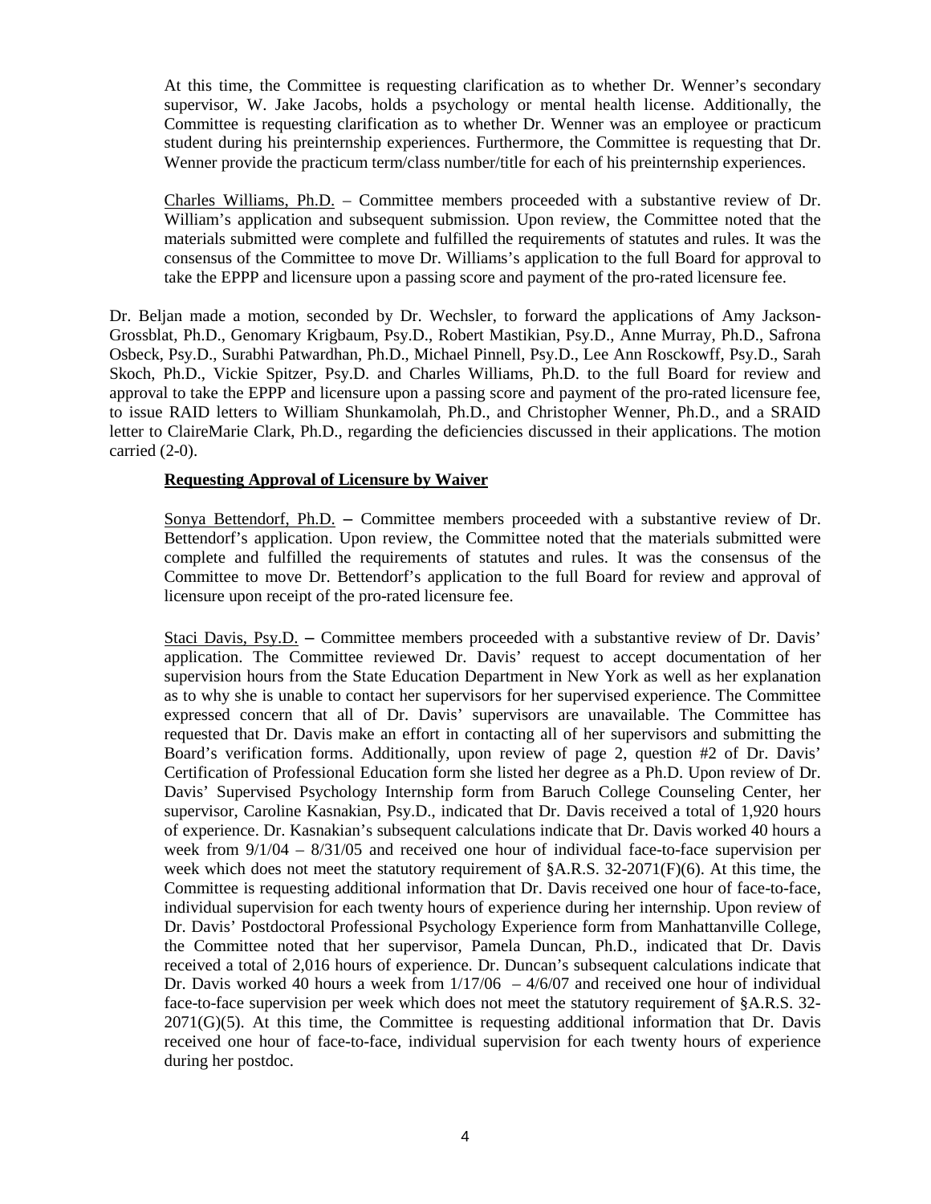At this time, the Committee is requesting clarification as to whether Dr. Wenner's secondary supervisor, W. Jake Jacobs, holds a psychology or mental health license. Additionally, the Committee is requesting clarification as to whether Dr. Wenner was an employee or practicum student during his preinternship experiences. Furthermore, the Committee is requesting that Dr. Wenner provide the practicum term/class number/title for each of his preinternship experiences.

Charles Williams, Ph.D. – Committee members proceeded with a substantive review of Dr. William's application and subsequent submission. Upon review, the Committee noted that the materials submitted were complete and fulfilled the requirements of statutes and rules. It was the consensus of the Committee to move Dr. Williams's application to the full Board for approval to take the EPPP and licensure upon a passing score and payment of the pro-rated licensure fee.

Dr. Beljan made a motion, seconded by Dr. Wechsler, to forward the applications of Amy Jackson-Grossblat, Ph.D., Genomary Krigbaum, Psy.D., Robert Mastikian, Psy.D., Anne Murray, Ph.D., Safrona Osbeck, Psy.D., Surabhi Patwardhan, Ph.D., Michael Pinnell, Psy.D., Lee Ann Rosckowff, Psy.D., Sarah Skoch, Ph.D., Vickie Spitzer, Psy.D. and Charles Williams, Ph.D. to the full Board for review and approval to take the EPPP and licensure upon a passing score and payment of the pro-rated licensure fee, to issue RAID letters to William Shunkamolah, Ph.D., and Christopher Wenner, Ph.D., and a SRAID letter to ClaireMarie Clark, Ph.D., regarding the deficiencies discussed in their applications. The motion carried (2-0).

**Requesting Approval of Licensure by Waiver**

Sonya Bettendorf, Ph.D. – Committee members proceeded with a substantive review of Dr. Bettendorf's application. Upon review, the Committee noted that the materials submitted were complete and fulfilled the requirements of statutes and rules. It was the consensus of the Committee to move Dr. Bettendorf's application to the full Board for review and approval of licensure upon receipt of the pro-rated licensure fee.

Staci Davis, Psy.D. – Committee members proceeded with a substantive review of Dr. Davis' application. The Committee reviewed Dr. Davis' request to accept documentation of her supervision hours from the State Education Department in New York as well as her explanation as to why she is unable to contact her supervisors for her supervised experience. The Committee expressed concern that all of Dr. Davis' supervisors are unavailable. The Committee has requested that Dr. Davis make an effort in contacting all of her supervisors and submitting the Board's verification forms. Additionally, upon review of page 2, question #2 of Dr. Davis' Certification of Professional Education form she listed her degree as a Ph.D. Upon review of Dr. Davis' Supervised Psychology Internship form from Baruch College Counseling Center, her supervisor, Caroline Kasnakian, Psy.D., indicated that Dr. Davis received a total of 1,920 hours of experience. Dr. Kasnakian's subsequent calculations indicate that Dr. Davis worked 40 hours a week from 9/1/04 – 8/31/05 and received one hour of individual face-to-face supervision per week which does not meet the statutory requirement of §A.R.S. 32-2071(F)(6). At this time, the Committee is requesting additional information that Dr. Davis received one hour of face-to-face, individual supervision for each twenty hours of experience during her internship. Upon review of Dr. Davis' Postdoctoral Professional Psychology Experience form from Manhattanville College, the Committee noted that her supervisor, Pamela Duncan, Ph.D., indicated that Dr. Davis received a total of 2,016 hours of experience. Dr. Duncan's subsequent calculations indicate that Dr. Davis worked 40 hours a week from 1/17/06 – 4/6/07 and received one hour of individual face-to-face supervision per week which does not meet the statutory requirement of §A.R.S. 32-2071(G)(5). At this time, the Committee is requesting additional information that Dr. Davis received one hour of face-to-face, individual supervision for each twenty hours of experience during her postdoc.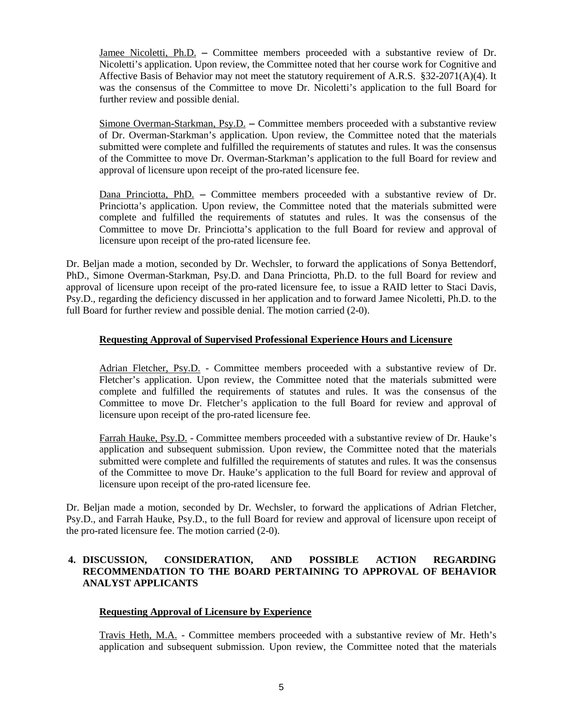Jamee Nicoletti, Ph.D. – Committee members proceeded with a substantive review of Dr. Nicoletti's application. Upon review, the Committee noted that her course work for Cognitive and Affective Basis of Behavior may not meet the statutory requirement of A.R.S. §32-2071(A)(4). It was the consensus of the Committee to move Dr. Nicoletti's application to the full Board for further review and possible denial.

Simone Overman-Starkman, Psy.D. – Committee members proceeded with a substantive review of Dr. Overman-Starkman's application. Upon review, the Committee noted that the materials submitted were complete and fulfilled the requirements of statutes and rules. It was the consensus of the Committee to move Dr. Overman-Starkman's application to the full Board for review and approval of licensure upon receipt of the pro-rated licensure fee.

Dana Princiotta, PhD. – Committee members proceeded with a substantive review of Dr. Princiotta's application. Upon review, the Committee noted that the materials submitted were complete and fulfilled the requirements of statutes and rules. It was the consensus of the Committee to move Dr. Princiotta's application to the full Board for review and approval of licensure upon receipt of the pro-rated licensure fee.

Dr. Beljan made a motion, seconded by Dr. Wechsler, to forward the applications of Sonya Bettendorf, PhD., Simone Overman-Starkman, Psy.D. and Dana Princiotta, Ph.D. to the full Board for review and approval of licensure upon receipt of the pro-rated licensure fee, to issue a RAID letter to Staci Davis, Psy.D., regarding the deficiency discussed in her application and to forward Jamee Nicoletti, Ph.D. to the full Board for further review and possible denial. The motion carried (2-0).

**Requesting Approval of Supervised Professional Experience Hours and Licensure**

Adrian Fletcher, Psy.D. - Committee members proceeded with a substantive review of Dr. Fletcher's application. Upon review, the Committee noted that the materials submitted were complete and fulfilled the requirements of statutes and rules. It was the consensus of the Committee to move Dr. Fletcher's application to the full Board for review and approval of licensure upon receipt of the pro-rated licensure fee.

Farrah Hauke, Psy.D. - Committee members proceeded with a substantive review of Dr. Hauke's application and subsequent submission. Upon review, the Committee noted that the materials submitted were complete and fulfilled the requirements of statutes and rules. It was the consensus of the Committee to move Dr. Hauke's application to the full Board for review and approval of licensure upon receipt of the pro-rated licensure fee.

Dr. Beljan made a motion, seconded by Dr. Wechsler, to forward the applications of Adrian Fletcher, Psy.D., and Farrah Hauke, Psy.D., to the full Board for review and approval of licensure upon receipt of the pro-rated licensure fee. The motion carried (2-0).

**4. DISCUSSION, CONSIDERATION, AND POSSIBLE ACTION REGARDING RECOMMENDATION TO THE BOARD PERTAINING TO APPROVAL OF BEHAVIOR ANALYST APPLICANTS**

**Requesting Approval of Licensure by Experience**

Travis Heth, M.A. - Committee members proceeded with a substantive review of Mr. Heth's application and subsequent submission. Upon review, the Committee noted that the materials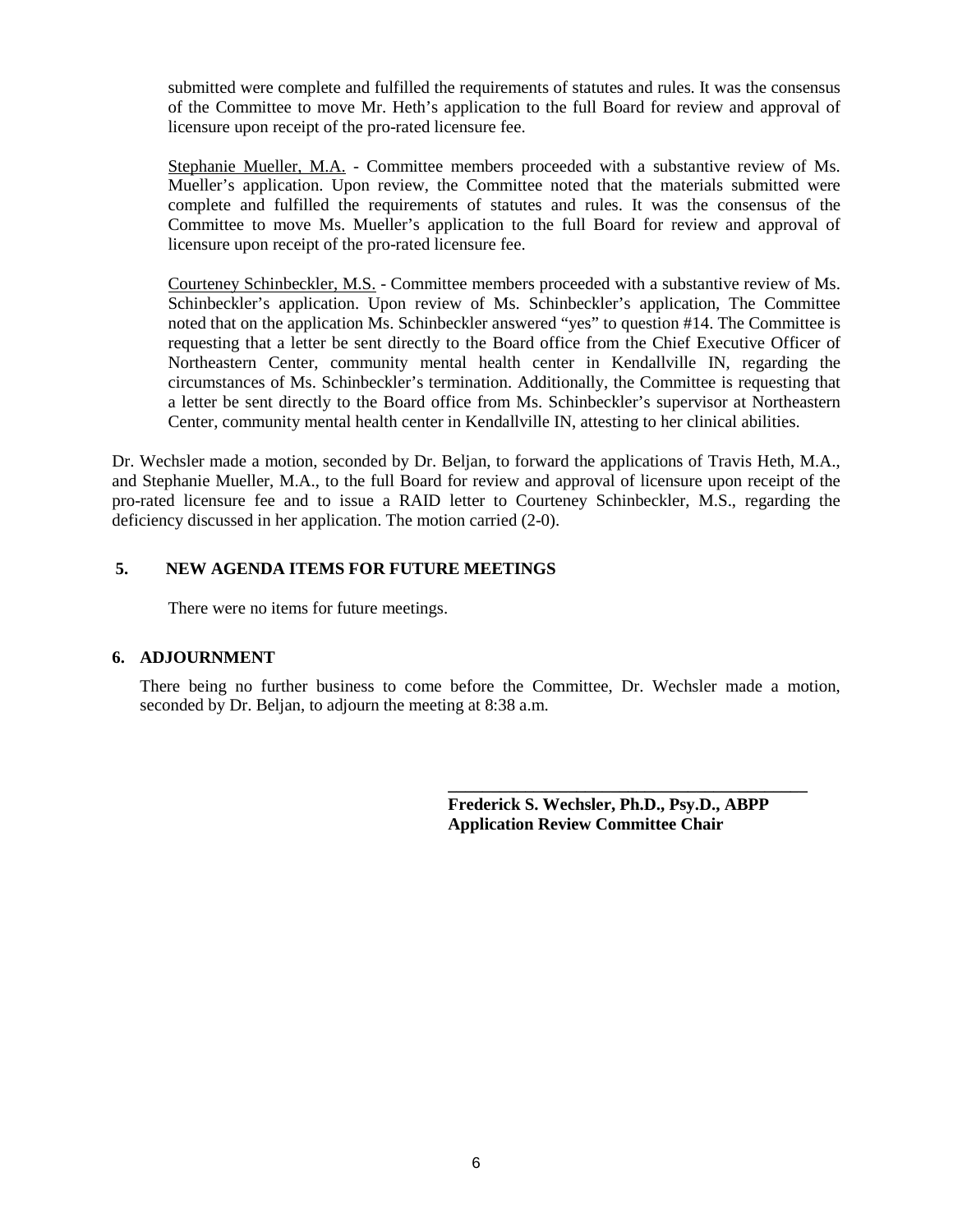submitted were complete and fulfilled the requirements of statutes and rules. It was the consensus of the Committee to move Mr. Heth's application to the full Board for review and approval of licensure upon receipt of the pro-rated licensure fee.

Stephanie Mueller, M.A. - Committee members proceeded with a substantive review of Ms. Mueller's application. Upon review, the Committee noted that the materials submitted were complete and fulfilled the requirements of statutes and rules. It was the consensus of the Committee to move Ms. Mueller's application to the full Board for review and approval of licensure upon receipt of the pro-rated licensure fee.

Courteney Schinbeckler, M.S. - Committee members proceeded with a substantive review of Ms. Schinbeckler's application. Upon review of Ms. Schinbeckler's application, The Committee noted that on the application Ms. Schinbeckler answered "yes" to question #14. The Committee is requesting that a letter be sent directly to the Board office from the Chief Executive Officer of Northeastern Center, community mental health center in Kendallville IN, regarding the circumstances of Ms. Schinbeckler's termination. Additionally, the Committee is requesting that a letter be sent directly to the Board office from Ms. Schinbeckler's supervisor at Northeastern Center, community mental health center in Kendallville IN, attesting to her clinical abilities.

Dr. Wechsler made a motion, seconded by Dr. Beljan, to forward the applications of Travis Heth, M.A., and Stephanie Mueller, M.A., to the full Board for review and approval of licensure upon receipt of the pro-rated licensure fee and to issue a RAID letter to Courteney Schinbeckler, M.S., regarding the deficiency discussed in her application. The motion carried (2-0).

## 5. NEW AGENDA ITEMS FOR FUTURE MEETINGS

There were no items for future meetings.

## 6. ADJOURNMENT

There being no further business to come before the Committee, Dr. Wechsler made a motion, seconded by Dr. Beljan, to adjourn the meeting at 8:38 a.m.

\_\_\_\_\_\_\_\_\_\_\_\_\_\_\_\_\_\_\_\_\_\_\_\_\_\_\_\_\_\_\_\_\_\_\_\_\_\_\_\_

**Frederick S. Wechsler, Ph.D., Psy.D., ABPP**
**Application Review Committee Chair**